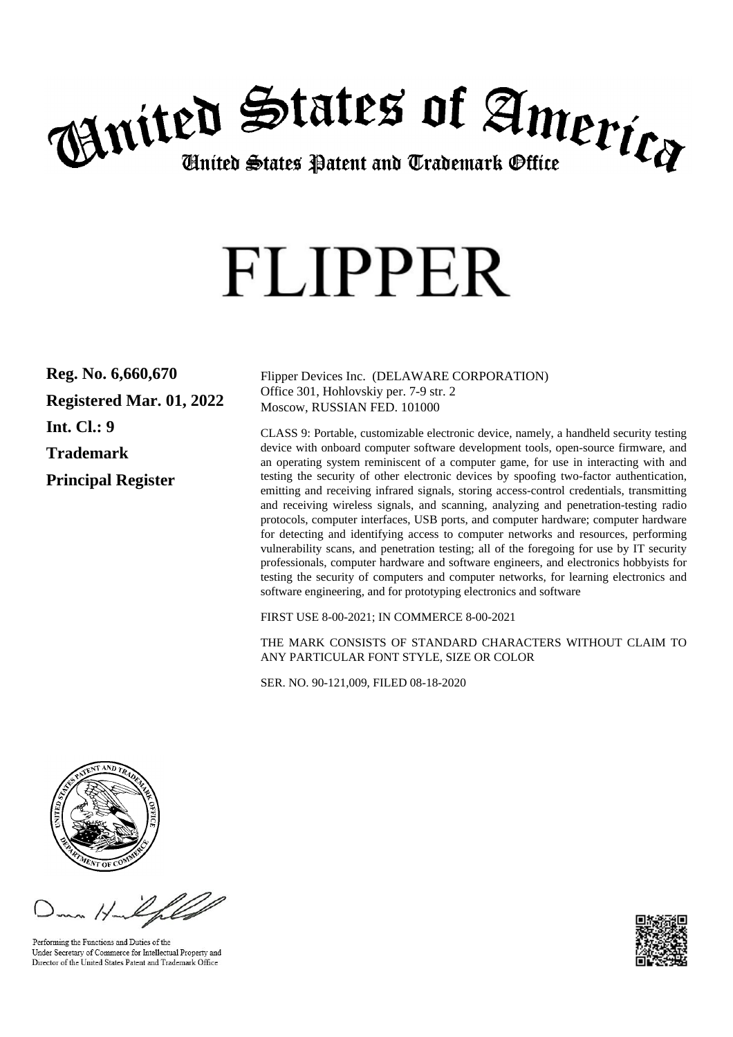# United States of America

## United States Patent and Trademark Office

# FLIPPER

**Reg. No. 6,660,670**

**Registered Mar. 01, 2022**

**Int. Cl.: 9**

**Trademark**

**Principal Register**

Flipper Devices Inc. (DELAWARE CORPORATION)
Office 301, Hohlovskiy per. 7-9 str. 2
Moscow, RUSSIAN FED. 101000

CLASS 9: Portable, customizable electronic device, namely, a handheld security testing device with onboard computer software development tools, open-source firmware, and an operating system reminiscent of a computer game, for use in interacting with and testing the security of other electronic devices by spoofing two-factor authentication, emitting and receiving infrared signals, storing access-control credentials, transmitting and receiving wireless signals, and scanning, analyzing and penetration-testing radio protocols, computer interfaces, USB ports, and computer hardware; computer hardware for detecting and identifying access to computer networks and resources, performing vulnerability scans, and penetration testing; all of the foregoing for use by IT security professionals, computer hardware and software engineers, and electronics hobbyists for testing the security of computers and computer networks, for learning electronics and software engineering, and for prototyping electronics and software

FIRST USE 8-00-2021; IN COMMERCE 8-00-2021

THE MARK CONSISTS OF STANDARD CHARACTERS WITHOUT CLAIM TO ANY PARTICULAR FONT STYLE, SIZE OR COLOR

SER. NO. 90-121,009, FILED 08-18-2020

Performing the Functions and Duties of the
Under Secretary of Commerce for Intellectual Property and
Director of the United States Patent and Trademark Office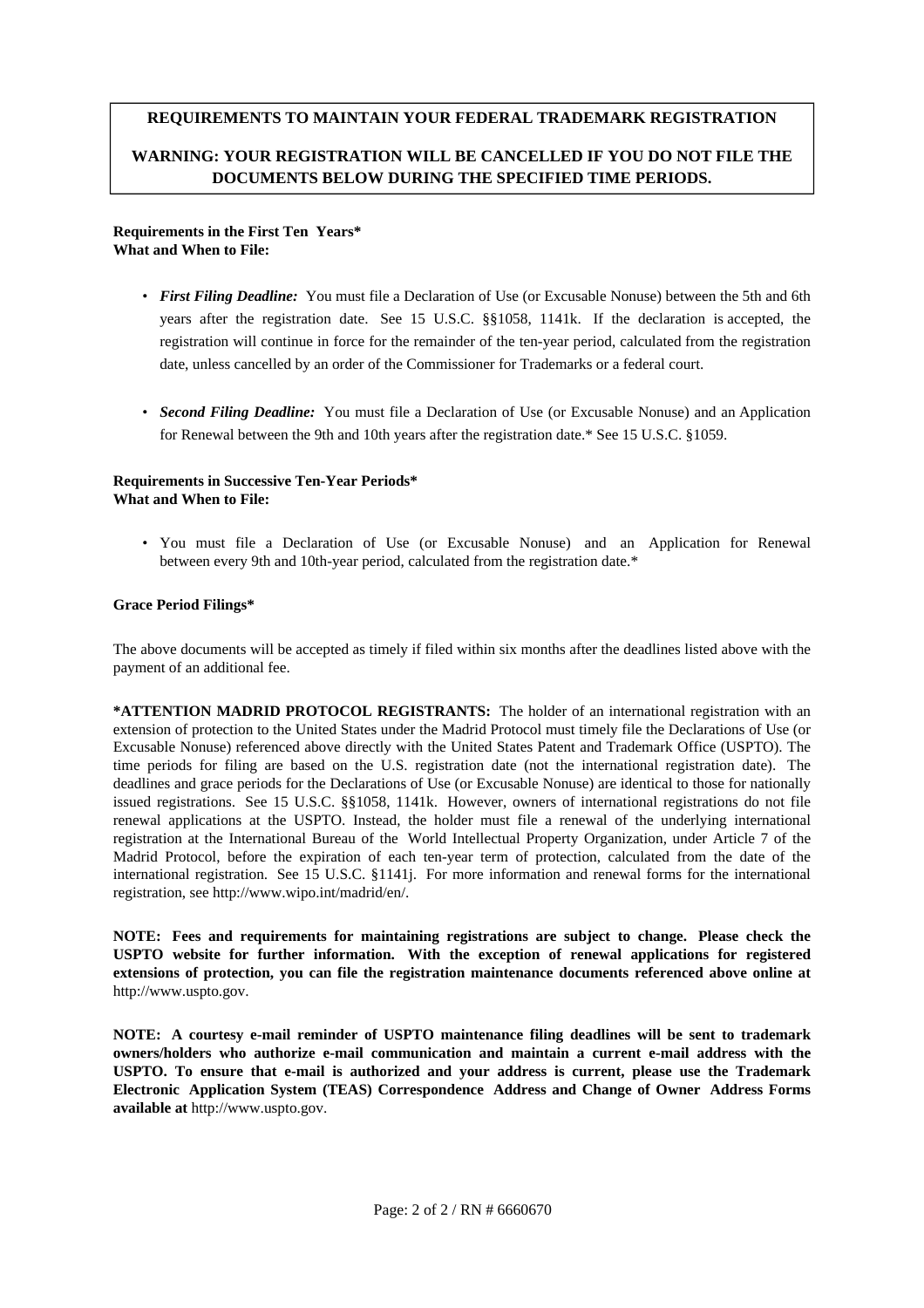**REQUIREMENTS TO MAINTAIN YOUR FEDERAL TRADEMARK REGISTRATION**

**WARNING: YOUR REGISTRATION WILL BE CANCELLED IF YOU DO NOT FILE THE DOCUMENTS BELOW DURING THE SPECIFIED TIME PERIODS.**

**Requirements in the First Ten Years***
**What and When to File:**

- ***First Filing Deadline:*** You must file a Declaration of Use (or Excusable Nonuse) between the 5th and 6th years after the registration date. See 15 U.S.C. §§1058, 1141k. If the declaration is accepted, the registration will continue in force for the remainder of the ten-year period, calculated from the registration date, unless cancelled by an order of the Commissioner for Trademarks or a federal court.

- ***Second Filing Deadline:*** You must file a Declaration of Use (or Excusable Nonuse) and an Application for Renewal between the 9th and 10th years after the registration date.* See 15 U.S.C. §1059.

**Requirements in Successive Ten-Year Periods***
**What and When to File:**

- You must file a Declaration of Use (or Excusable Nonuse) and an Application for Renewal between every 9th and 10th-year period, calculated from the registration date.*

**Grace Period Filings***

The above documents will be accepted as timely if filed within six months after the deadlines listed above with the payment of an additional fee.

**\*ATTENTION MADRID PROTOCOL REGISTRANTS:** The holder of an international registration with an extension of protection to the United States under the Madrid Protocol must timely file the Declarations of Use (or Excusable Nonuse) referenced above directly with the United States Patent and Trademark Office (USPTO). The time periods for filing are based on the U.S. registration date (not the international registration date). The deadlines and grace periods for the Declarations of Use (or Excusable Nonuse) are identical to those for nationally issued registrations. See 15 U.S.C. §§1058, 1141k. However, owners of international registrations do not file renewal applications at the USPTO. Instead, the holder must file a renewal of the underlying international registration at the International Bureau of the World Intellectual Property Organization, under Article 7 of the Madrid Protocol, before the expiration of each ten-year term of protection, calculated from the date of the international registration. See 15 U.S.C. §1141j. For more information and renewal forms for the international registration, see http://www.wipo.int/madrid/en/.

**NOTE: Fees and requirements for maintaining registrations are subject to change. Please check the USPTO website for further information. With the exception of renewal applications for registered extensions of protection, you can file the registration maintenance documents referenced above online at** http://www.uspto.gov.

**NOTE: A courtesy e-mail reminder of USPTO maintenance filing deadlines will be sent to trademark owners/holders who authorize e-mail communication and maintain a current e-mail address with the USPTO. To ensure that e-mail is authorized and your address is current, please use the Trademark Electronic Application System (TEAS) Correspondence Address and Change of Owner Address Forms available at** http://www.uspto.gov.